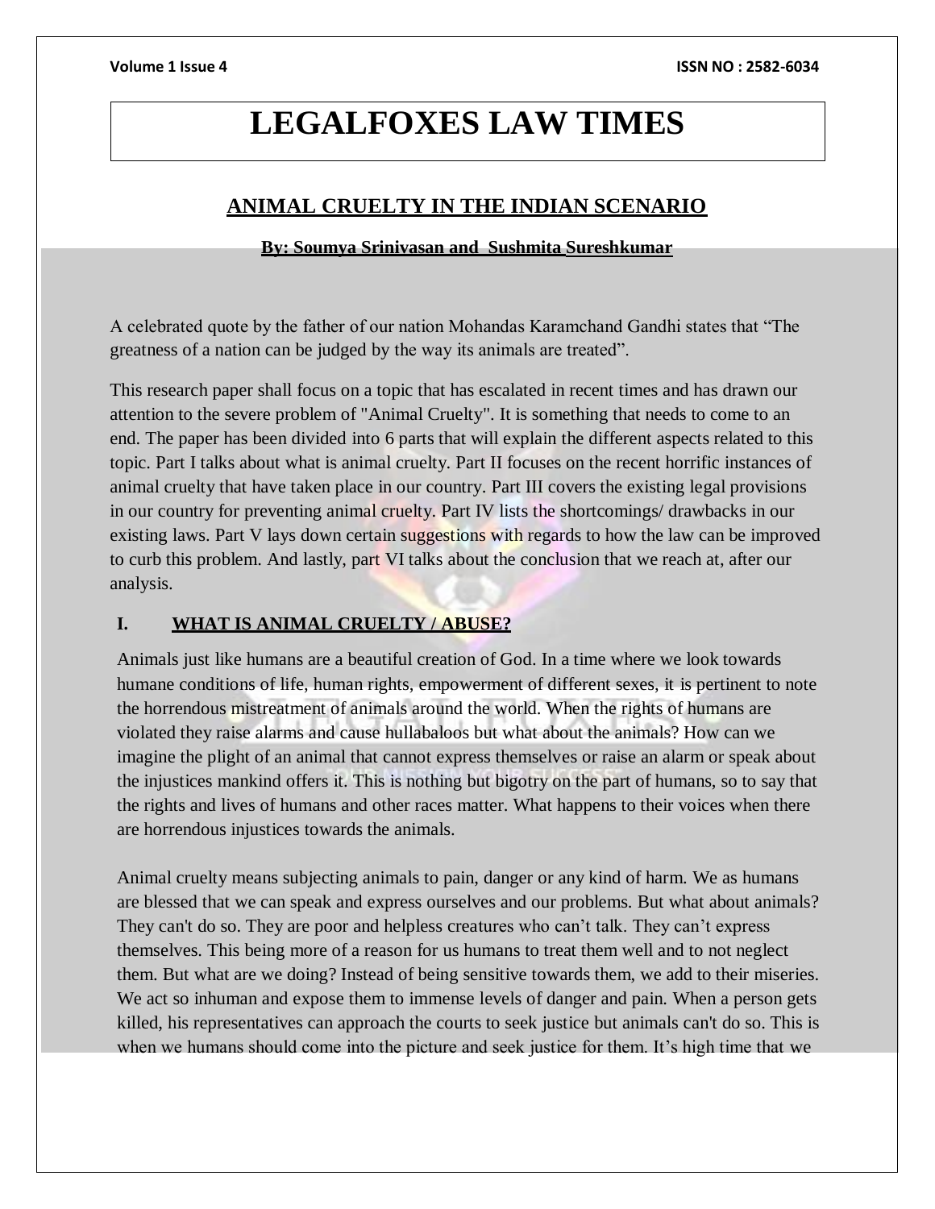# LEGALFOXES LAW TIMES

## ANIMAL CRUELTY IN THE INDIAN SCENARIO

**By: Soumya Srinivasan and Sushmita Sureshkumar**

A celebrated quote by the father of our nation Mohandas Karamchand Gandhi states that "The greatness of a nation can be judged by the way its animals are treated".

This research paper shall focus on a topic that has escalated in recent times and has drawn our attention to the severe problem of "Animal Cruelty". It is something that needs to come to an end. The paper has been divided into 6 parts that will explain the different aspects related to this topic. Part I talks about what is animal cruelty. Part II focuses on the recent horrific instances of animal cruelty that have taken place in our country. Part III covers the existing legal provisions in our country for preventing animal cruelty. Part IV lists the shortcomings/ drawbacks in our existing laws. Part V lays down certain suggestions with regards to how the law can be improved to curb this problem. And lastly, part VI talks about the conclusion that we reach at, after our analysis.

### I. WHAT IS ANIMAL CRUELTY / ABUSE?

Animals just like humans are a beautiful creation of God. In a time where we look towards humane conditions of life, human rights, empowerment of different sexes, it is pertinent to note the horrendous mistreatment of animals around the world. When the rights of humans are violated they raise alarms and cause hullabaloos but what about the animals? How can we imagine the plight of an animal that cannot express themselves or raise an alarm or speak about the injustices mankind offers it. This is nothing but bigotry on the part of humans, so to say that the rights and lives of humans and other races matter. What happens to their voices when there are horrendous injustices towards the animals.

Animal cruelty means subjecting animals to pain, danger or any kind of harm. We as humans are blessed that we can speak and express ourselves and our problems. But what about animals? They can't do so. They are poor and helpless creatures who can't talk. They can't express themselves. This being more of a reason for us humans to treat them well and to not neglect them. But what are we doing? Instead of being sensitive towards them, we add to their miseries. We act so inhuman and expose them to immense levels of danger and pain. When a person gets killed, his representatives can approach the courts to seek justice but animals can't do so. This is when we humans should come into the picture and seek justice for them. It's high time that we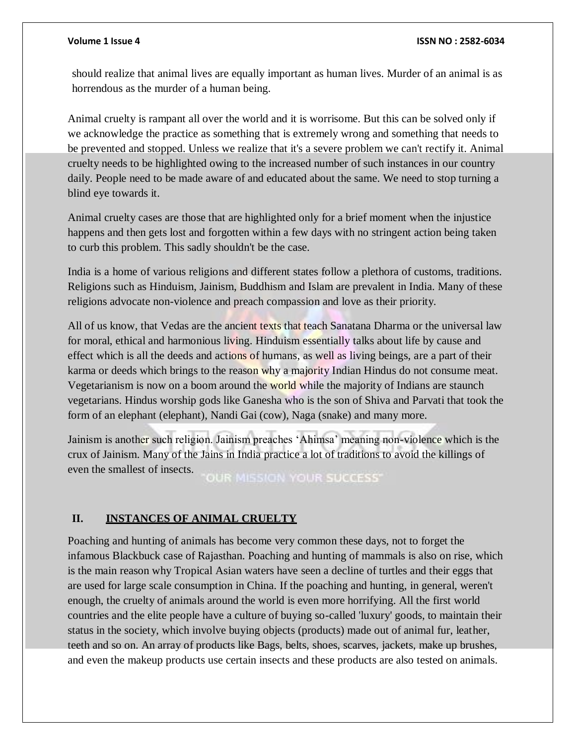should realize that animal lives are equally important as human lives. Murder of an animal is as horrendous as the murder of a human being.

Animal cruelty is rampant all over the world and it is worrisome. But this can be solved only if we acknowledge the practice as something that is extremely wrong and something that needs to be prevented and stopped. Unless we realize that it's a severe problem we can't rectify it. Animal cruelty needs to be highlighted owing to the increased number of such instances in our country daily. People need to be made aware of and educated about the same. We need to stop turning a blind eye towards it.

Animal cruelty cases are those that are highlighted only for a brief moment when the injustice happens and then gets lost and forgotten within a few days with no stringent action being taken to curb this problem. This sadly shouldn't be the case.

India is a home of various religions and different states follow a plethora of customs, traditions. Religions such as Hinduism, Jainism, Buddhism and Islam are prevalent in India. Many of these religions advocate non-violence and preach compassion and love as their priority.

All of us know, that Vedas are the ancient texts that teach Sanatana Dharma or the universal law for moral, ethical and harmonious living. Hinduism essentially talks about life by cause and effect which is all the deeds and actions of humans, as well as living beings, are a part of their karma or deeds which brings to the reason why a majority Indian Hindus do not consume meat. Vegetarianism is now on a boom around the world while the majority of Indians are staunch vegetarians. Hindus worship gods like Ganesha who is the son of Shiva and Parvati that took the form of an elephant (elephant), Nandi Gai (cow), Naga (snake) and many more.

Jainism is another such religion. Jainism preaches 'Ahimsa' meaning non-violence which is the crux of Jainism. Many of the Jains in India practice a lot of traditions to avoid the killings of even the smallest of insects.

## II. INSTANCES OF ANIMAL CRUELTY

Poaching and hunting of animals has become very common these days, not to forget the infamous Blackbuck case of Rajasthan. Poaching and hunting of mammals is also on rise, which is the main reason why Tropical Asian waters have seen a decline of turtles and their eggs that are used for large scale consumption in China. If the poaching and hunting, in general, weren't enough, the cruelty of animals around the world is even more horrifying. All the first world countries and the elite people have a culture of buying so-called 'luxury' goods, to maintain their status in the society, which involve buying objects (products) made out of animal fur, leather, teeth and so on. An array of products like Bags, belts, shoes, scarves, jackets, make up brushes, and even the makeup products use certain insects and these products are also tested on animals.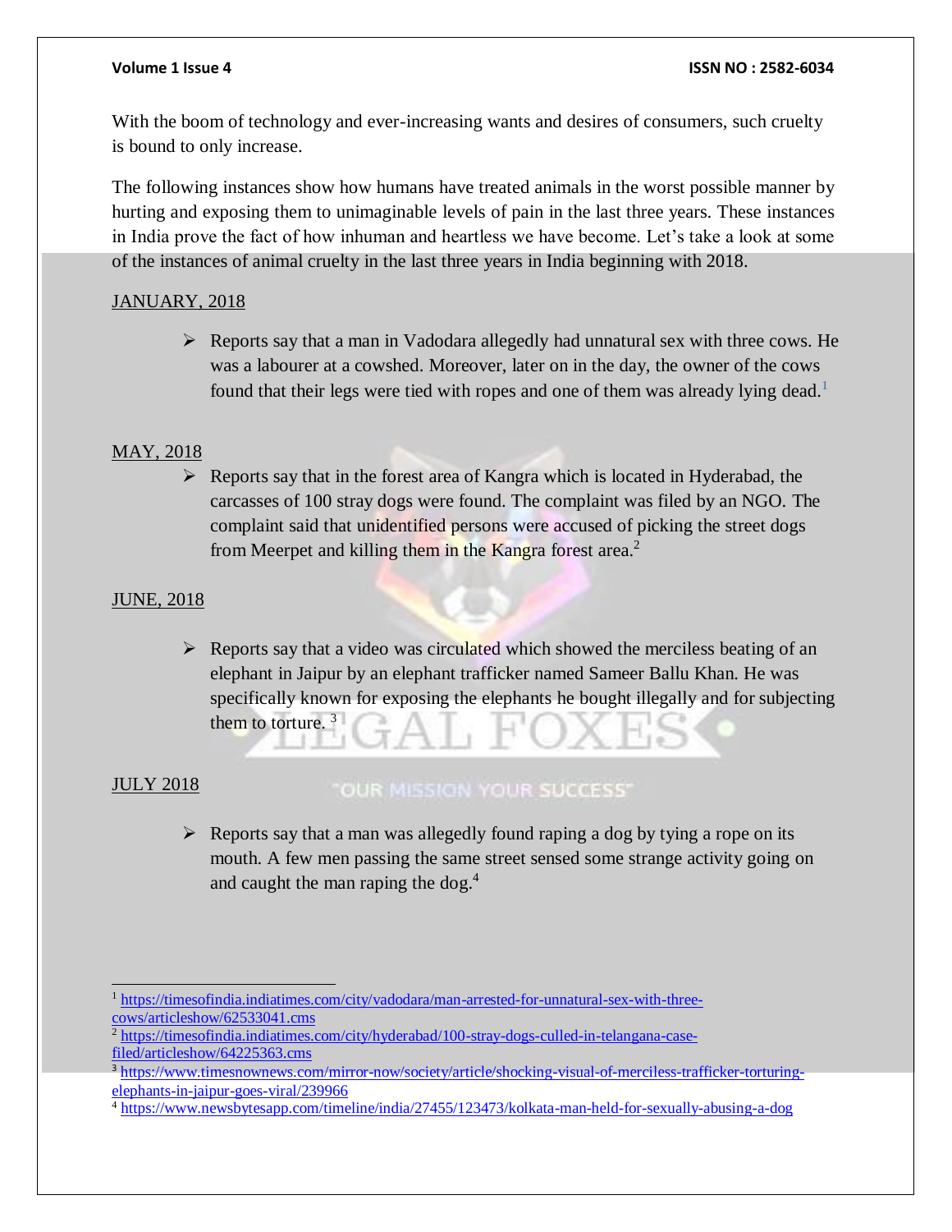With the boom of technology and ever-increasing wants and desires of consumers, such cruelty is bound to only increase.

The following instances show how humans have treated animals in the worst possible manner by hurting and exposing them to unimaginable levels of pain in the last three years. These instances in India prove the fact of how inhuman and heartless we have become. Let's take a look at some of the instances of animal cruelty in the last three years in India beginning with 2018.

JANUARY, 2018

- Reports say that a man in Vadodara allegedly had unnatural sex with three cows. He was a labourer at a cowshed. Moreover, later on in the day, the owner of the cows found that their legs were tied with ropes and one of them was already lying dead.[1]

MAY, 2018

- Reports say that in the forest area of Kangra which is located in Hyderabad, the carcasses of 100 stray dogs were found. The complaint was filed by an NGO. The complaint said that unidentified persons were accused of picking the street dogs from Meerpet and killing them in the Kangra forest area.[2]

JUNE, 2018

- Reports say that a video was circulated which showed the merciless beating of an elephant in Jaipur by an elephant trafficker named Sameer Ballu Khan. He was specifically known for exposing the elephants he bought illegally and for subjecting them to torture. [3]

JULY 2018

- Reports say that a man was allegedly found raping a dog by tying a rope on its mouth. A few men passing the same street sensed some strange activity going on and caught the man raping the dog.[4]

---

[1] https://timesofindia.indiatimes.com/city/vadodara/man-arrested-for-unnatural-sex-with-three-cows/articleshow/62533041.cms

[2] https://timesofindia.indiatimes.com/city/hyderabad/100-stray-dogs-culled-in-telangana-case-filed/articleshow/64225363.cms

[3] https://www.timesnownews.com/mirror-now/society/article/shocking-visual-of-merciless-trafficker-torturing-elephants-in-jaipur-goes-viral/239966

[4] https://www.newsbytesapp.com/timeline/india/27455/123473/kolkata-man-held-for-sexually-abusing-a-dog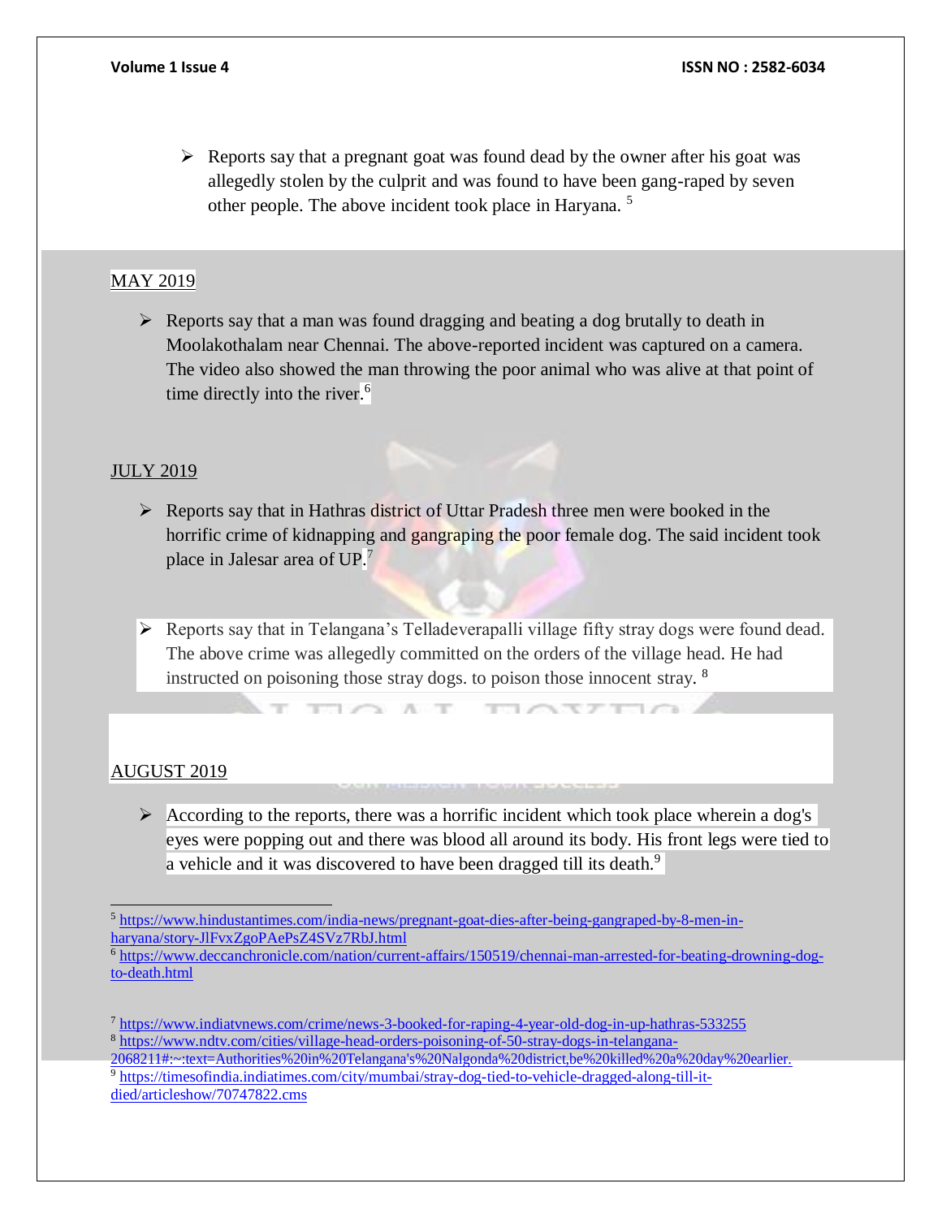- Reports say that a pregnant goat was found dead by the owner after his goat was allegedly stolen by the culprit and was found to have been gang-raped by seven other people. The above incident took place in Haryana. [5]

MAY 2019

- Reports say that a man was found dragging and beating a dog brutally to death in Moolakothalam near Chennai. The above-reported incident was captured on a camera. The video also showed the man throwing the poor animal who was alive at that point of time directly into the river.[6]

JULY 2019

- Reports say that in Hathras district of Uttar Pradesh three men were booked in the horrific crime of kidnapping and gangraping the poor female dog. The said incident took place in Jalesar area of UP.[7]

- Reports say that in Telangana's Telladeverapalli village fifty stray dogs were found dead. The above crime was allegedly committed on the orders of the village head. He had instructed on poisoning those stray dogs. to poison those innocent stray. [8]

AUGUST 2019

- According to the reports, there was a horrific incident which took place wherein a dog's eyes were popping out and there was blood all around its body. His front legs were tied to a vehicle and it was discovered to have been dragged till its death.[9]

---

[5] https://www.hindustantimes.com/india-news/pregnant-goat-dies-after-being-gangraped-by-8-men-in-haryana/story-JlFvxZgoPAePsZ4SVz7RbJ.html

[6] https://www.deccanchronicle.com/nation/current-affairs/150519/chennai-man-arrested-for-beating-drowning-dog-to-death.html

[7] https://www.indiatvnews.com/crime/news-3-booked-for-raping-4-year-old-dog-in-up-hathras-533255

[8] https://www.ndtv.com/cities/village-head-orders-poisoning-of-50-stray-dogs-in-telangana-2068211#:~:text=Authorities%20in%20Telangana's%20Nalgonda%20district,be%20killed%20a%20day%20earlier.

[9] https://timesofindia.indiatimes.com/city/mumbai/stray-dog-tied-to-vehicle-dragged-along-till-it-died/articleshow/70747822.cms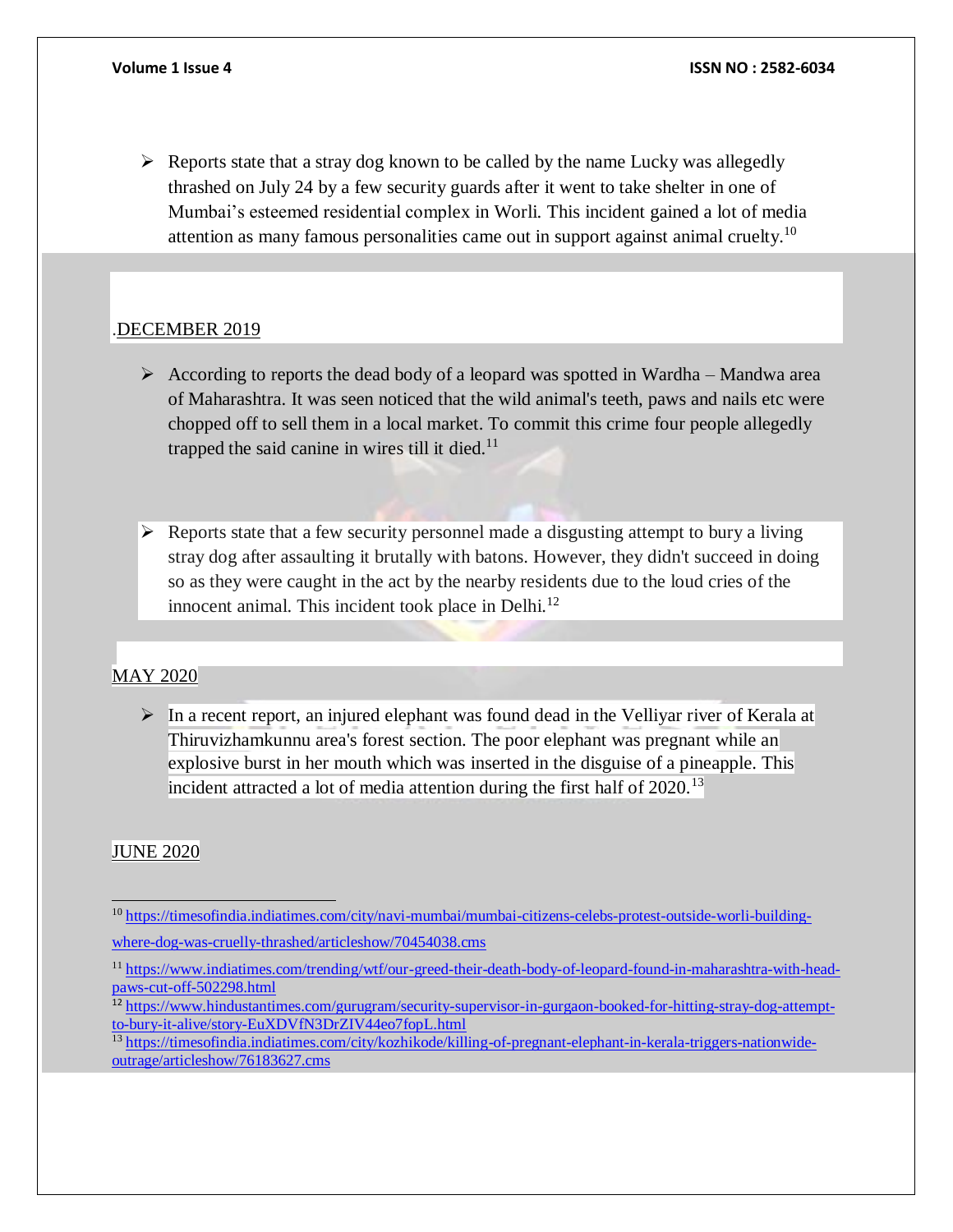- Reports state that a stray dog known to be called by the name Lucky was allegedly thrashed on July 24 by a few security guards after it went to take shelter in one of Mumbai's esteemed residential complex in Worli. This incident gained a lot of media attention as many famous personalities came out in support against animal cruelty.[10]

.DECEMBER 2019

- According to reports the dead body of a leopard was spotted in Wardha – Mandwa area of Maharashtra. It was seen noticed that the wild animal's teeth, paws and nails etc were chopped off to sell them in a local market. To commit this crime four people allegedly trapped the said canine in wires till it died.[11]

- Reports state that a few security personnel made a disgusting attempt to bury a living stray dog after assaulting it brutally with batons. However, they didn't succeed in doing so as they were caught in the act by the nearby residents due to the loud cries of the innocent animal. This incident took place in Delhi.[12]

MAY 2020

- In a recent report, an injured elephant was found dead in the Velliyar river of Kerala at Thiruvizhamkunnu area's forest section. The poor elephant was pregnant while an explosive burst in her mouth which was inserted in the disguise of a pineapple. This incident attracted a lot of media attention during the first half of 2020.[13]

JUNE 2020

---

[10] https://timesofindia.indiatimes.com/city/navi-mumbai/mumbai-citizens-celebs-protest-outside-worli-building-where-dog-was-cruelly-thrashed/articleshow/70454038.cms

[11] https://www.indiatimes.com/trending/wtf/our-greed-their-death-body-of-leopard-found-in-maharashtra-with-head-paws-cut-off-502298.html

[12] https://www.hindustantimes.com/gurugram/security-supervisor-in-gurgaon-booked-for-hitting-stray-dog-attempt-to-bury-it-alive/story-EuXDVfN3DrZIV44eo7fopL.html

[13] https://timesofindia.indiatimes.com/city/kozhikode/killing-of-pregnant-elephant-in-kerala-triggers-nationwide-outrage/articleshow/76183627.cms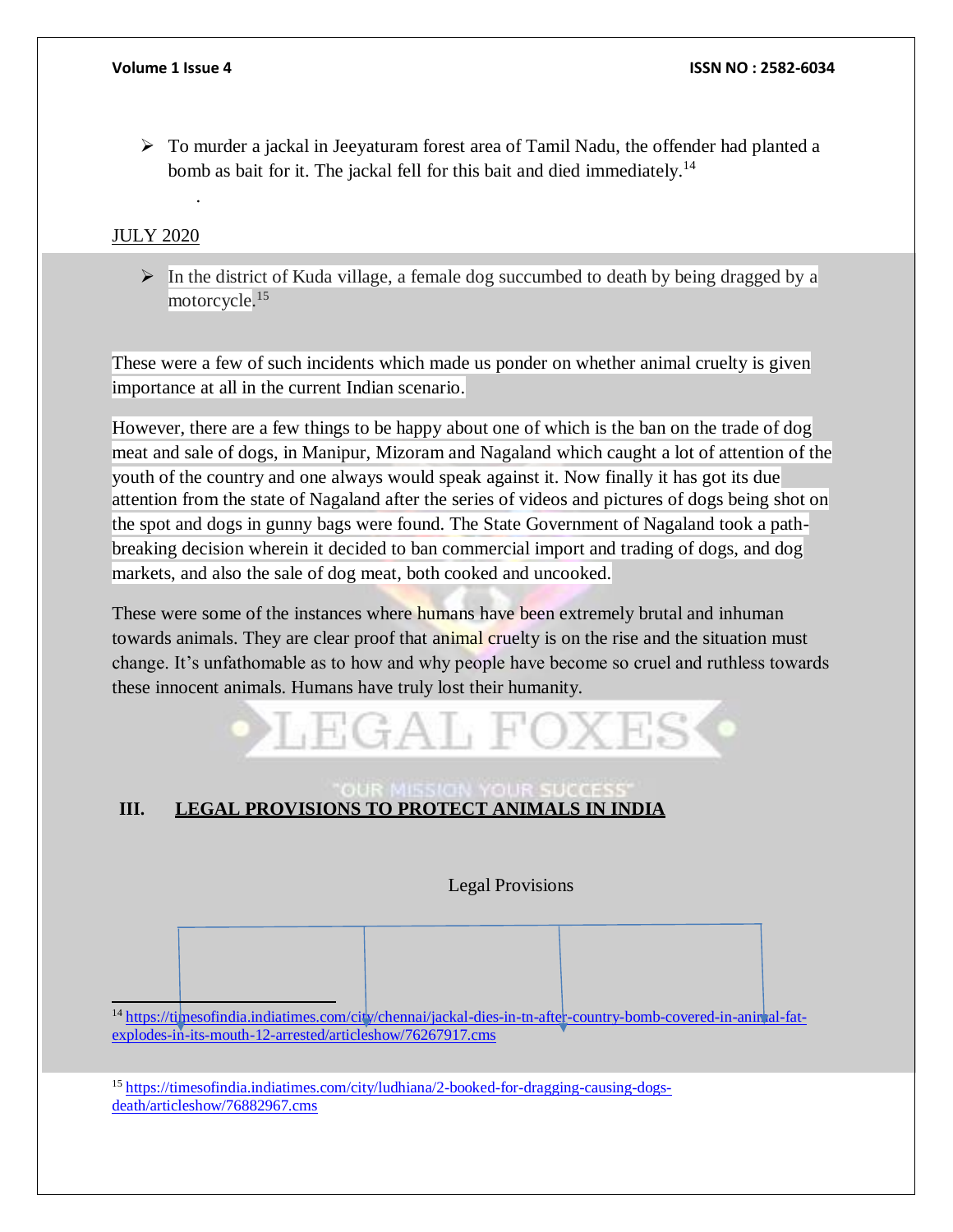- To murder a jackal in Jeeyaturam forest area of Tamil Nadu, the offender had planted a bomb as bait for it. The jackal fell for this bait and died immediately.[14]

JULY 2020

- In the district of Kuda village, a female dog succumbed to death by being dragged by a motorcycle.[15]

These were a few of such incidents which made us ponder on whether animal cruelty is given importance at all in the current Indian scenario.

However, there are a few things to be happy about one of which is the ban on the trade of dog meat and sale of dogs, in Manipur, Mizoram and Nagaland which caught a lot of attention of the youth of the country and one always would speak against it. Now finally it has got its due attention from the state of Nagaland after the series of videos and pictures of dogs being shot on the spot and dogs in gunny bags were found. The State Government of Nagaland took a path-breaking decision wherein it decided to ban commercial import and trading of dogs, and dog markets, and also the sale of dog meat, both cooked and uncooked.

These were some of the instances where humans have been extremely brutal and inhuman towards animals. They are clear proof that animal cruelty is on the rise and the situation must change. It's unfathomable as to how and why people have become so cruel and ruthless towards these innocent animals. Humans have truly lost their humanity.

## III. LEGAL PROVISIONS TO PROTECT ANIMALS IN INDIA

Legal Provisions

---

[14] https://timesofindia.indiatimes.com/city/chennai/jackal-dies-in-tn-after-country-bomb-covered-in-animal-fat-explodes-in-its-mouth-12-arrested/articleshow/76267917.cms

[15] https://timesofindia.indiatimes.com/city/ludhiana/2-booked-for-dragging-causing-dogs-death/articleshow/76882967.cms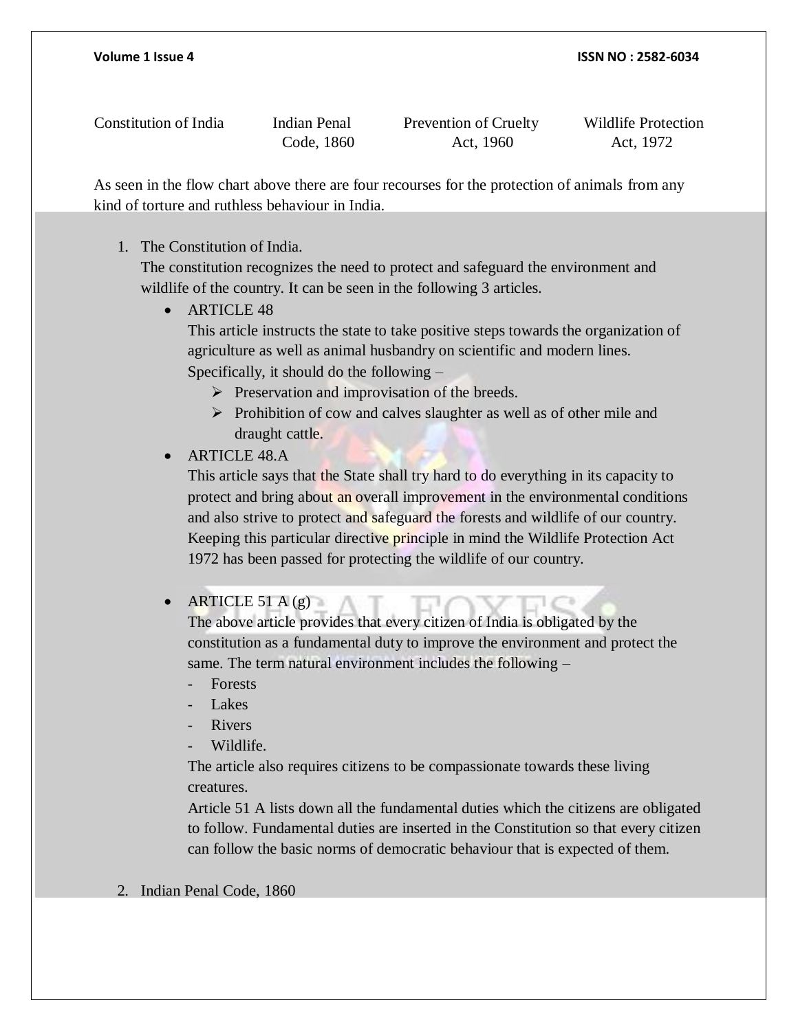Constitution of India | Indian Penal Code, 1860 | Prevention of Cruelty Act, 1960 | Wildlife Protection Act, 1972

As seen in the flow chart above there are four recourses for the protection of animals from any kind of torture and ruthless behaviour in India.

1. The Constitution of India.
   The constitution recognizes the need to protect and safeguard the environment and wildlife of the country. It can be seen in the following 3 articles.
   - ARTICLE 48
     This article instructs the state to take positive steps towards the organization of agriculture as well as animal husbandry on scientific and modern lines. Specifically, it should do the following –
     - Preservation and improvisation of the breeds.
     - Prohibition of cow and calves slaughter as well as of other mile and draught cattle.
   - ARTICLE 48.A
     This article says that the State shall try hard to do everything in its capacity to protect and bring about an overall improvement in the environmental conditions and also strive to protect and safeguard the forests and wildlife of our country. Keeping this particular directive principle in mind the Wildlife Protection Act 1972 has been passed for protecting the wildlife of our country.

   - ARTICLE 51 A (g)
     The above article provides that every citizen of India is obligated by the constitution as a fundamental duty to improve the environment and protect the same. The term natural environment includes the following –
     - Forests
     - Lakes
     - Rivers
     - Wildlife.

     The article also requires citizens to be compassionate towards these living creatures.
     Article 51 A lists down all the fundamental duties which the citizens are obligated to follow. Fundamental duties are inserted in the Constitution so that every citizen can follow the basic norms of democratic behaviour that is expected of them.

2. Indian Penal Code, 1860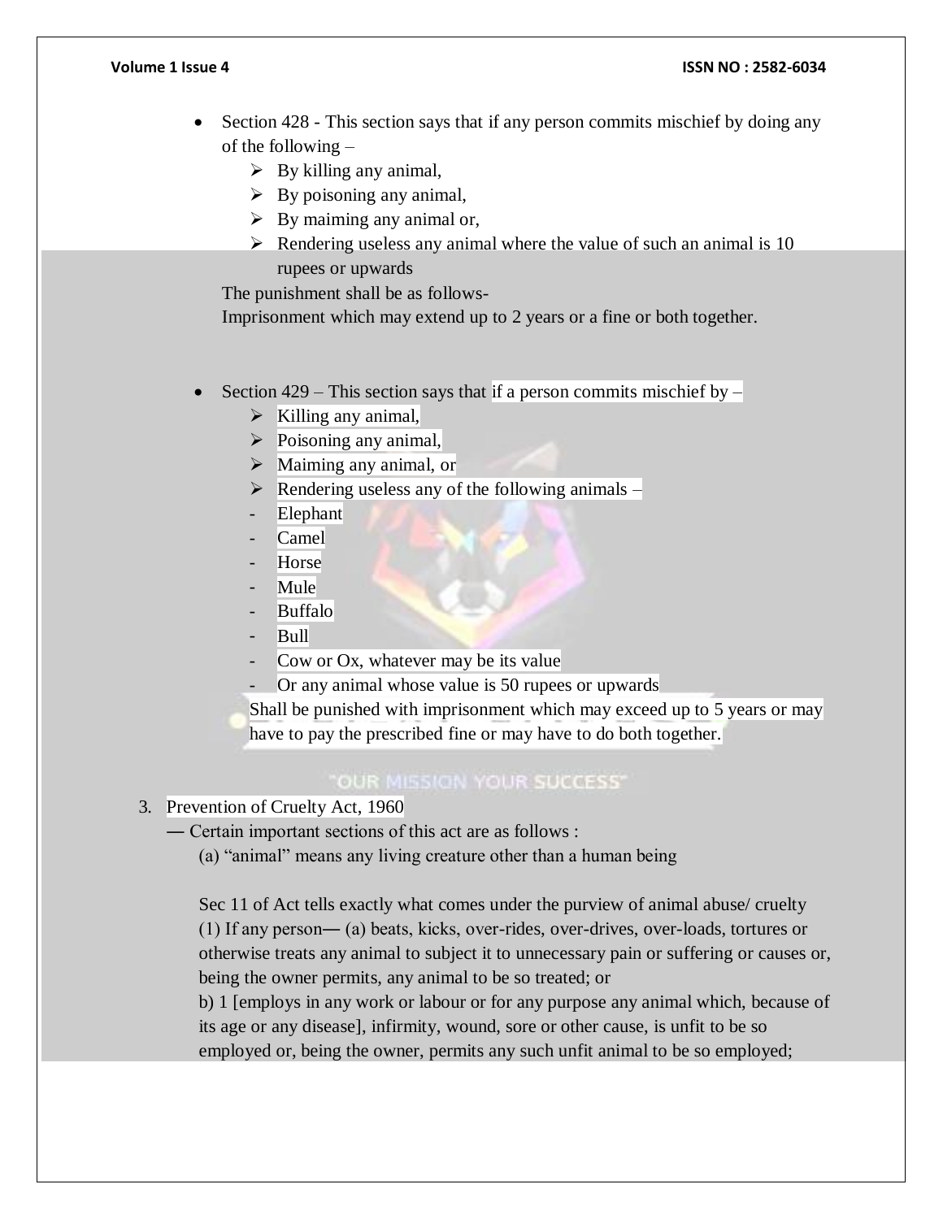- Section 428 - This section says that if any person commits mischief by doing any of the following –
    - By killing any animal,
    - By poisoning any animal,
    - By maiming any animal or,
    - Rendering useless any animal where the value of such an animal is 10 rupees or upwards

  The punishment shall be as follows-
  Imprisonment which may extend up to 2 years or a fine or both together.

- Section 429 – This section says that if a person commits mischief by –
    - Killing any animal,
    - Poisoning any animal,
    - Maiming any animal, or
    - Rendering useless any of the following animals –
        - Elephant
        - Camel
        - Horse
        - Mule
        - Buffalo
        - Bull
        - Cow or Ox, whatever may be its value
        - Or any animal whose value is 50 rupees or upwards

  Shall be punished with imprisonment which may exceed up to 5 years or may have to pay the prescribed fine or may have to do both together.

3. Prevention of Cruelty Act, 1960

   ― Certain important sections of this act are as follows :

   (a) "animal" means any living creature other than a human being

   Sec 11 of Act tells exactly what comes under the purview of animal abuse/ cruelty
   (1) If any person― (a) beats, kicks, over-rides, over-drives, over-loads, tortures or otherwise treats any animal to subject it to unnecessary pain or suffering or causes or, being the owner permits, any animal to be so treated; or
   b) 1 [employs in any work or labour or for any purpose any animal which, because of its age or any disease], infirmity, wound, sore or other cause, is unfit to be so employed or, being the owner, permits any such unfit animal to be so employed;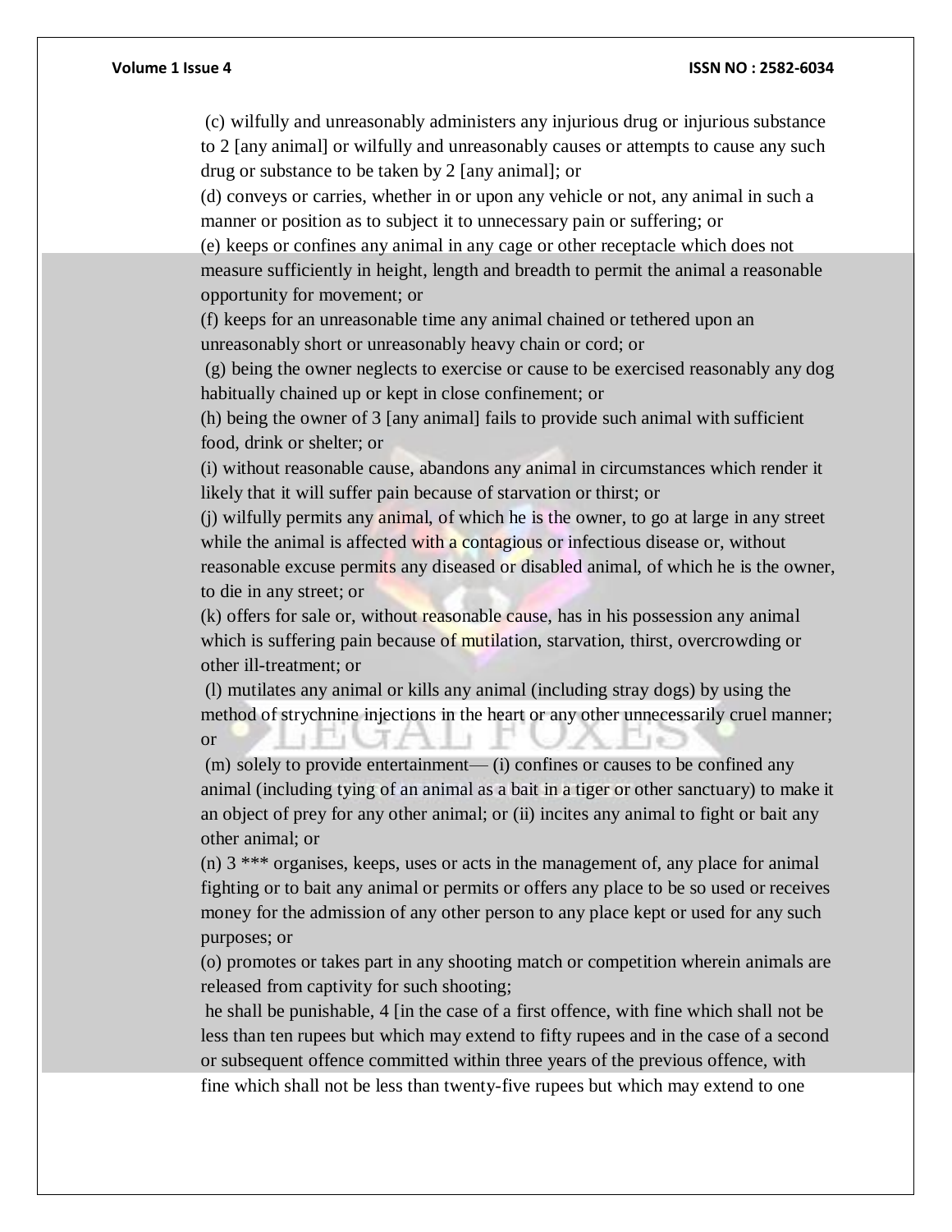(c) wilfully and unreasonably administers any injurious drug or injurious substance to 2 [any animal] or wilfully and unreasonably causes or attempts to cause any such drug or substance to be taken by 2 [any animal]; or

(d) conveys or carries, whether in or upon any vehicle or not, any animal in such a manner or position as to subject it to unnecessary pain or suffering; or

(e) keeps or confines any animal in any cage or other receptacle which does not measure sufficiently in height, length and breadth to permit the animal a reasonable opportunity for movement; or

(f) keeps for an unreasonable time any animal chained or tethered upon an unreasonably short or unreasonably heavy chain or cord; or

(g) being the owner neglects to exercise or cause to be exercised reasonably any dog habitually chained up or kept in close confinement; or

(h) being the owner of 3 [any animal] fails to provide such animal with sufficient food, drink or shelter; or

(i) without reasonable cause, abandons any animal in circumstances which render it likely that it will suffer pain because of starvation or thirst; or

(j) wilfully permits any animal, of which he is the owner, to go at large in any street while the animal is affected with a contagious or infectious disease or, without reasonable excuse permits any diseased or disabled animal, of which he is the owner, to die in any street; or

(k) offers for sale or, without reasonable cause, has in his possession any animal which is suffering pain because of mutilation, starvation, thirst, overcrowding or other ill-treatment; or

(l) mutilates any animal or kills any animal (including stray dogs) by using the method of strychnine injections in the heart or any other unnecessarily cruel manner; or

(m) solely to provide entertainment— (i) confines or causes to be confined any animal (including tying of an animal as a bait in a tiger or other sanctuary) to make it an object of prey for any other animal; or (ii) incites any animal to fight or bait any other animal; or

(n) 3 *** organises, keeps, uses or acts in the management of, any place for animal fighting or to bait any animal or permits or offers any place to be so used or receives money for the admission of any other person to any place kept or used for any such purposes; or

(o) promotes or takes part in any shooting match or competition wherein animals are released from captivity for such shooting;

he shall be punishable, 4 [in the case of a first offence, with fine which shall not be less than ten rupees but which may extend to fifty rupees and in the case of a second or subsequent offence committed within three years of the previous offence, with fine which shall not be less than twenty-five rupees but which may extend to one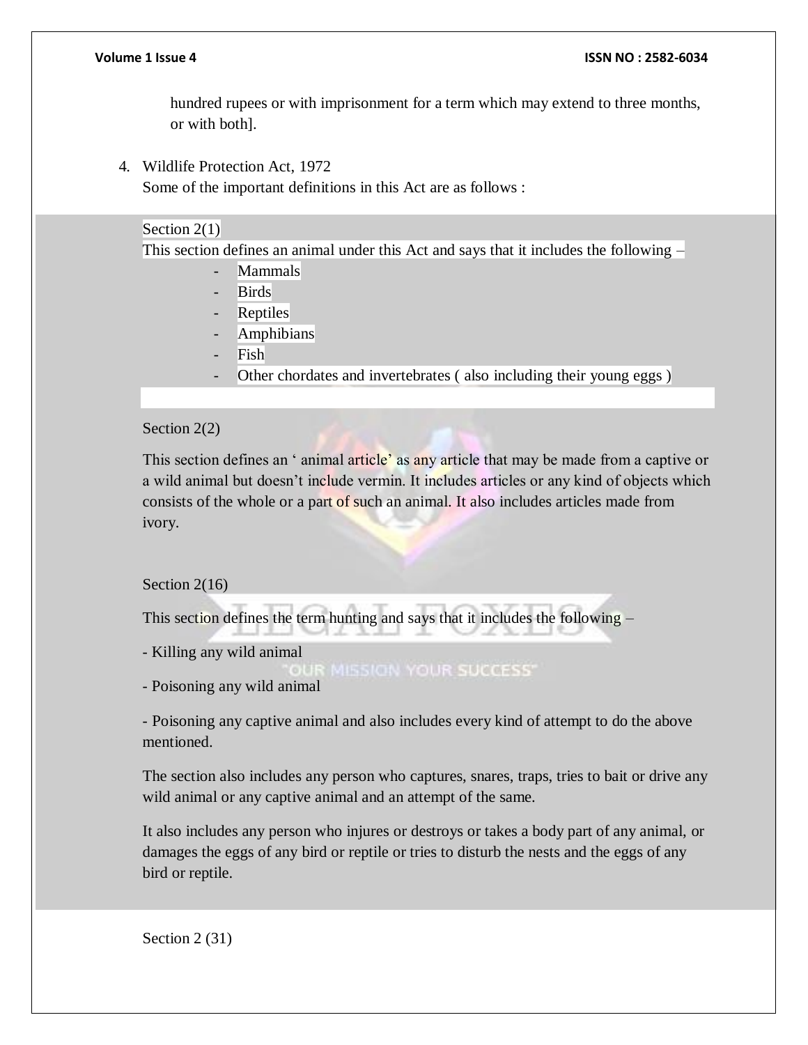hundred rupees or with imprisonment for a term which may extend to three months, or with both].

4. Wildlife Protection Act, 1972

Some of the important definitions in this Act are as follows :

Section 2(1)

This section defines an animal under this Act and says that it includes the following –

- Mammals
- Birds
- Reptiles
- Amphibians
- Fish
- Other chordates and invertebrates ( also including their young eggs )

Section 2(2)

This section defines an ‘ animal article’ as any article that may be made from a captive or a wild animal but doesn’t include vermin. It includes articles or any kind of objects which consists of the whole or a part of such an animal. It also includes articles made from ivory.

Section 2(16)

This section defines the term hunting and says that it includes the following –

- Killing any wild animal

- Poisoning any wild animal

- Poisoning any captive animal and also includes every kind of attempt to do the above mentioned.

The section also includes any person who captures, snares, traps, tries to bait or drive any wild animal or any captive animal and an attempt of the same.

It also includes any person who injures or destroys or takes a body part of any animal, or damages the eggs of any bird or reptile or tries to disturb the nests and the eggs of any bird or reptile.

Section 2 (31)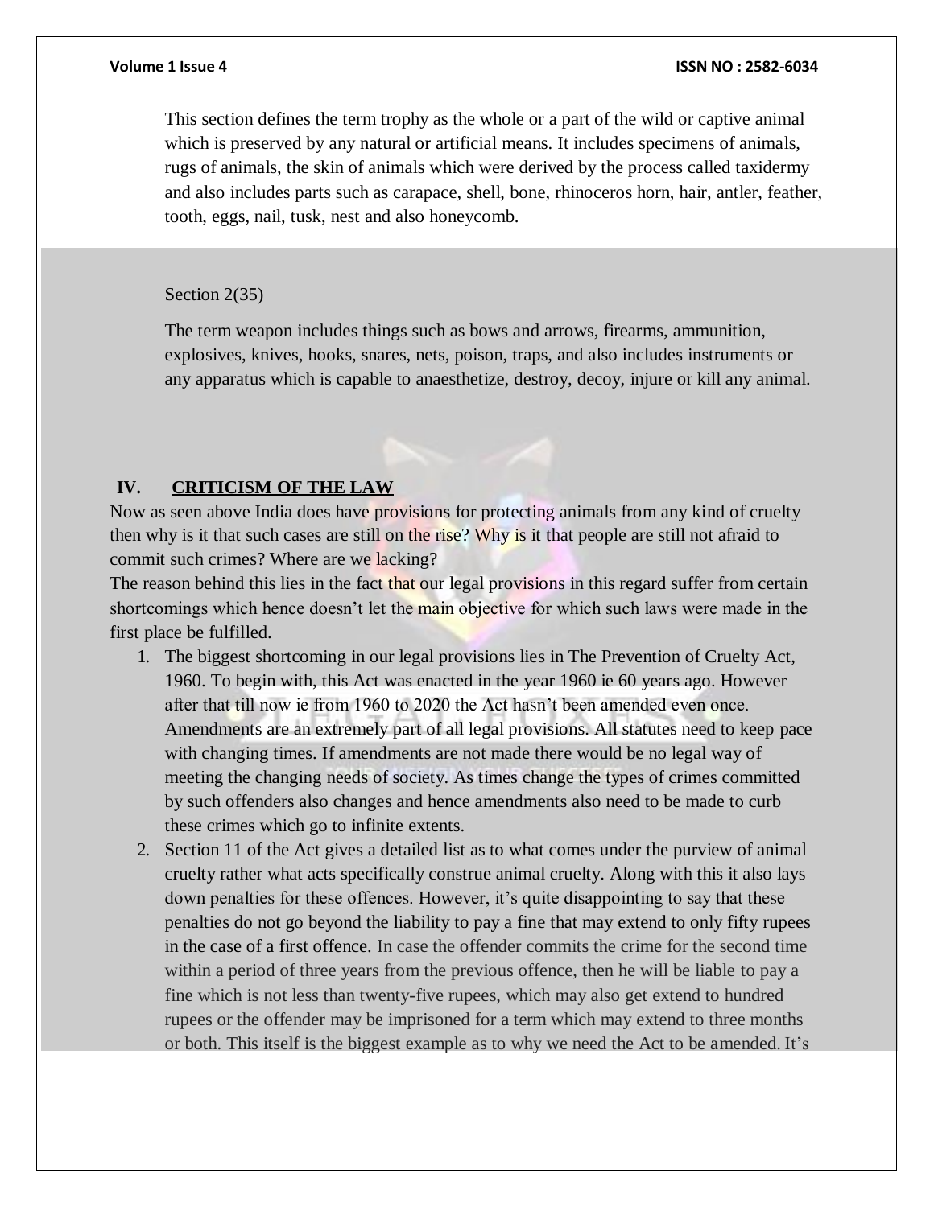This section defines the term trophy as the whole or a part of the wild or captive animal which is preserved by any natural or artificial means. It includes specimens of animals, rugs of animals, the skin of animals which were derived by the process called taxidermy and also includes parts such as carapace, shell, bone, rhinoceros horn, hair, antler, feather, tooth, eggs, nail, tusk, nest and also honeycomb.

Section 2(35)

The term weapon includes things such as bows and arrows, firearms, ammunition, explosives, knives, hooks, snares, nets, poison, traps, and also includes instruments or any apparatus which is capable to anaesthetize, destroy, decoy, injure or kill any animal.

## IV. CRITICISM OF THE LAW

Now as seen above India does have provisions for protecting animals from any kind of cruelty then why is it that such cases are still on the rise? Why is it that people are still not afraid to commit such crimes? Where are we lacking?

The reason behind this lies in the fact that our legal provisions in this regard suffer from certain shortcomings which hence doesn't let the main objective for which such laws were made in the first place be fulfilled.

1. The biggest shortcoming in our legal provisions lies in The Prevention of Cruelty Act, 1960. To begin with, this Act was enacted in the year 1960 ie 60 years ago. However after that till now ie from 1960 to 2020 the Act hasn't been amended even once. Amendments are an extremely part of all legal provisions. All statutes need to keep pace with changing times. If amendments are not made there would be no legal way of meeting the changing needs of society. As times change the types of crimes committed by such offenders also changes and hence amendments also need to be made to curb these crimes which go to infinite extents.
2. Section 11 of the Act gives a detailed list as to what comes under the purview of animal cruelty rather what acts specifically construe animal cruelty. Along with this it also lays down penalties for these offences. However, it's quite disappointing to say that these penalties do not go beyond the liability to pay a fine that may extend to only fifty rupees in the case of a first offence. In case the offender commits the crime for the second time within a period of three years from the previous offence, then he will be liable to pay a fine which is not less than twenty-five rupees, which may also get extend to hundred rupees or the offender may be imprisoned for a term which may extend to three months or both. This itself is the biggest example as to why we need the Act to be amended. It's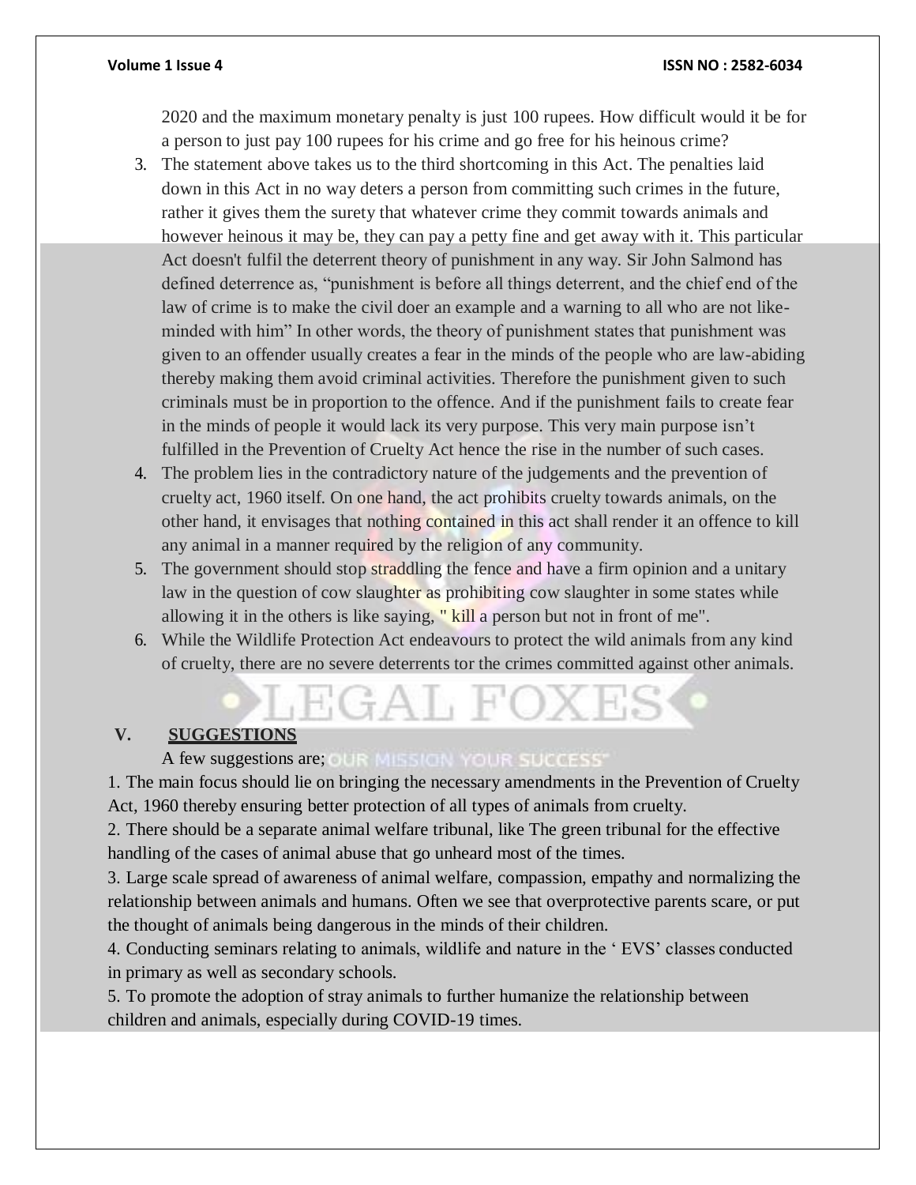2020 and the maximum monetary penalty is just 100 rupees. How difficult would it be for a person to just pay 100 rupees for his crime and go free for his heinous crime?

3. The statement above takes us to the third shortcoming in this Act. The penalties laid down in this Act in no way deters a person from committing such crimes in the future, rather it gives them the surety that whatever crime they commit towards animals and however heinous it may be, they can pay a petty fine and get away with it. This particular Act doesn't fulfil the deterrent theory of punishment in any way. Sir John Salmond has defined deterrence as, "punishment is before all things deterrent, and the chief end of the law of crime is to make the civil doer an example and a warning to all who are not like-minded with him" In other words, the theory of punishment states that punishment was given to an offender usually creates a fear in the minds of the people who are law-abiding thereby making them avoid criminal activities. Therefore the punishment given to such criminals must be in proportion to the offence. And if the punishment fails to create fear in the minds of people it would lack its very purpose. This very main purpose isn't fulfilled in the Prevention of Cruelty Act hence the rise in the number of such cases.
4. The problem lies in the contradictory nature of the judgements and the prevention of cruelty act, 1960 itself. On one hand, the act prohibits cruelty towards animals, on the other hand, it envisages that nothing contained in this act shall render it an offence to kill any animal in a manner required by the religion of any community.
5. The government should stop straddling the fence and have a firm opinion and a unitary law in the question of cow slaughter as prohibiting cow slaughter in some states while allowing it in the others is like saying, " kill a person but not in front of me".
6. While the Wildlife Protection Act endeavours to protect the wild animals from any kind of cruelty, there are no severe deterrents tor the crimes committed against other animals.

## V. SUGGESTIONS

A few suggestions are;

1. The main focus should lie on bringing the necessary amendments in the Prevention of Cruelty Act, 1960 thereby ensuring better protection of all types of animals from cruelty.
2. There should be a separate animal welfare tribunal, like The green tribunal for the effective handling of the cases of animal abuse that go unheard most of the times.
3. Large scale spread of awareness of animal welfare, compassion, empathy and normalizing the relationship between animals and humans. Often we see that overprotective parents scare, or put the thought of animals being dangerous in the minds of their children.
4. Conducting seminars relating to animals, wildlife and nature in the ' EVS' classes conducted in primary as well as secondary schools.
5. To promote the adoption of stray animals to further humanize the relationship between children and animals, especially during COVID-19 times.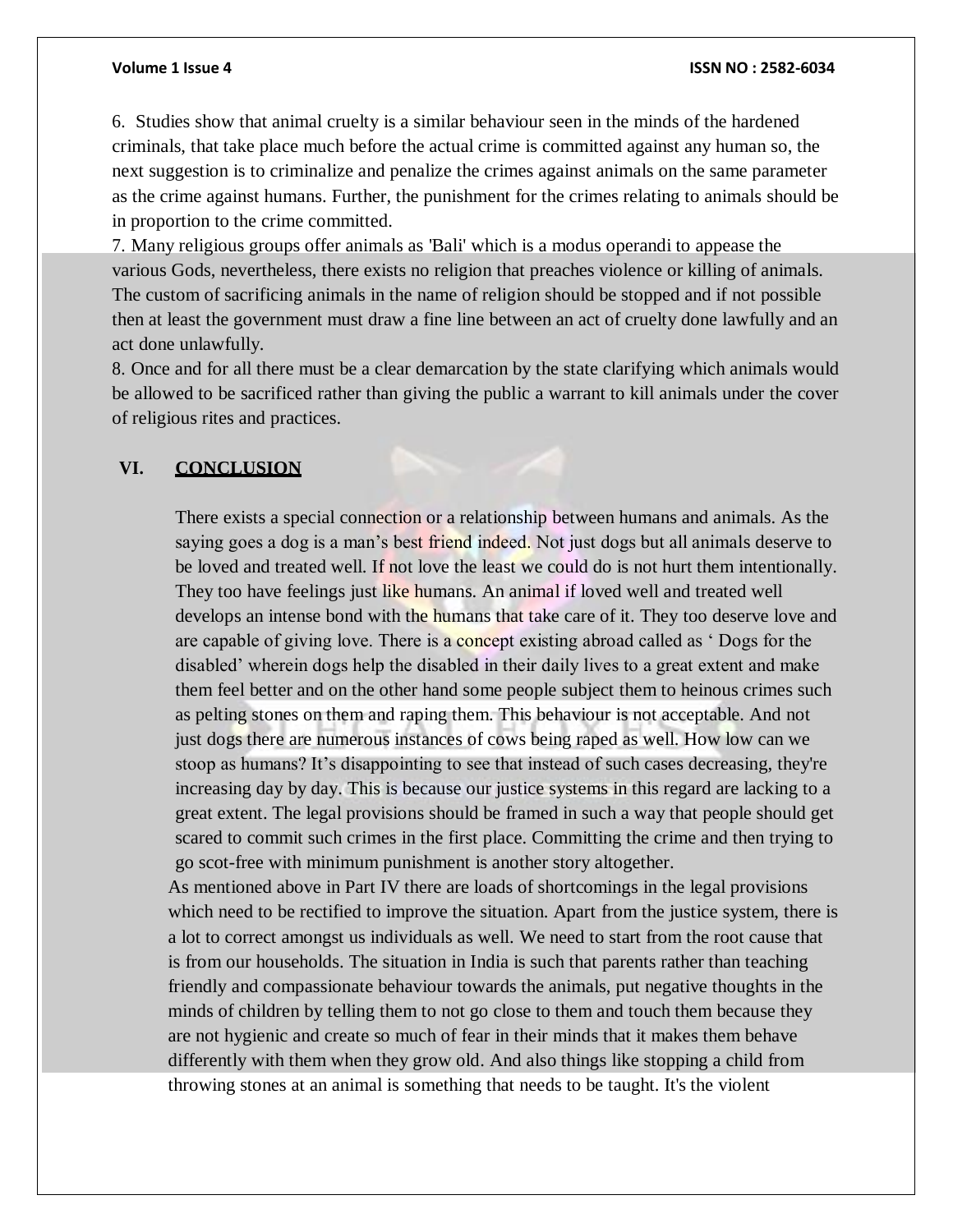6. Studies show that animal cruelty is a similar behaviour seen in the minds of the hardened criminals, that take place much before the actual crime is committed against any human so, the next suggestion is to criminalize and penalize the crimes against animals on the same parameter as the crime against humans. Further, the punishment for the crimes relating to animals should be in proportion to the crime committed.

7. Many religious groups offer animals as 'Bali' which is a modus operandi to appease the various Gods, nevertheless, there exists no religion that preaches violence or killing of animals. The custom of sacrificing animals in the name of religion should be stopped and if not possible then at least the government must draw a fine line between an act of cruelty done lawfully and an act done unlawfully.

8. Once and for all there must be a clear demarcation by the state clarifying which animals would be allowed to be sacrificed rather than giving the public a warrant to kill animals under the cover of religious rites and practices.

## VI. CONCLUSION

There exists a special connection or a relationship between humans and animals. As the saying goes a dog is a man's best friend indeed. Not just dogs but all animals deserve to be loved and treated well. If not love the least we could do is not hurt them intentionally. They too have feelings just like humans. An animal if loved well and treated well develops an intense bond with the humans that take care of it. They too deserve love and are capable of giving love. There is a concept existing abroad called as ' Dogs for the disabled' wherein dogs help the disabled in their daily lives to a great extent and make them feel better and on the other hand some people subject them to heinous crimes such as pelting stones on them and raping them. This behaviour is not acceptable. And not just dogs there are numerous instances of cows being raped as well. How low can we stoop as humans? It's disappointing to see that instead of such cases decreasing, they're increasing day by day. This is because our justice systems in this regard are lacking to a great extent. The legal provisions should be framed in such a way that people should get scared to commit such crimes in the first place. Committing the crime and then trying to go scot-free with minimum punishment is another story altogether.

As mentioned above in Part IV there are loads of shortcomings in the legal provisions which need to be rectified to improve the situation. Apart from the justice system, there is a lot to correct amongst us individuals as well. We need to start from the root cause that is from our households. The situation in India is such that parents rather than teaching friendly and compassionate behaviour towards the animals, put negative thoughts in the minds of children by telling them to not go close to them and touch them because they are not hygienic and create so much of fear in their minds that it makes them behave differently with them when they grow old. And also things like stopping a child from throwing stones at an animal is something that needs to be taught. It's the violent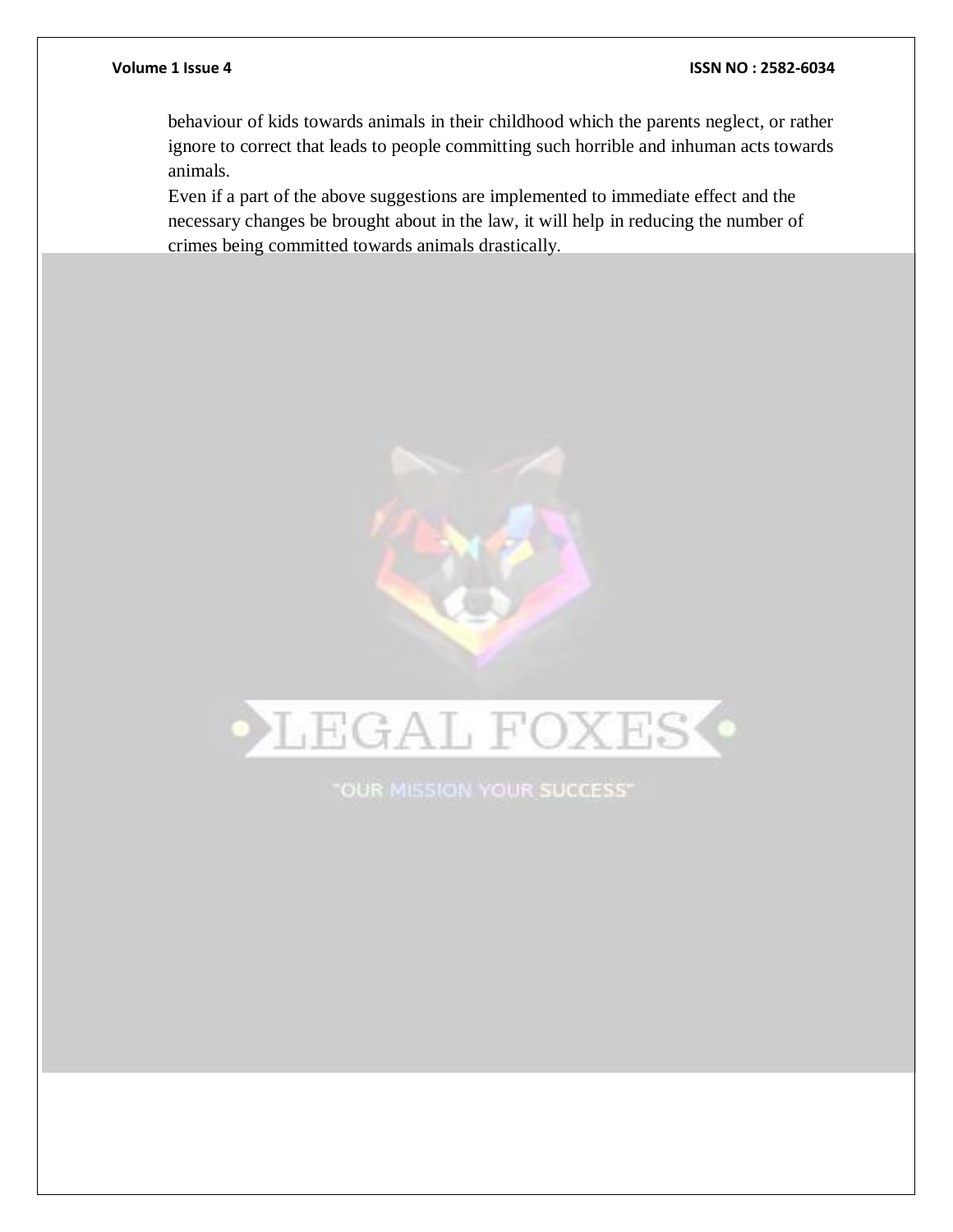behaviour of kids towards animals in their childhood which the parents neglect, or rather ignore to correct that leads to people committing such horrible and inhuman acts towards animals.

Even if a part of the above suggestions are implemented to immediate effect and the necessary changes be brought about in the law, it will help in reducing the number of crimes being committed towards animals drastically.